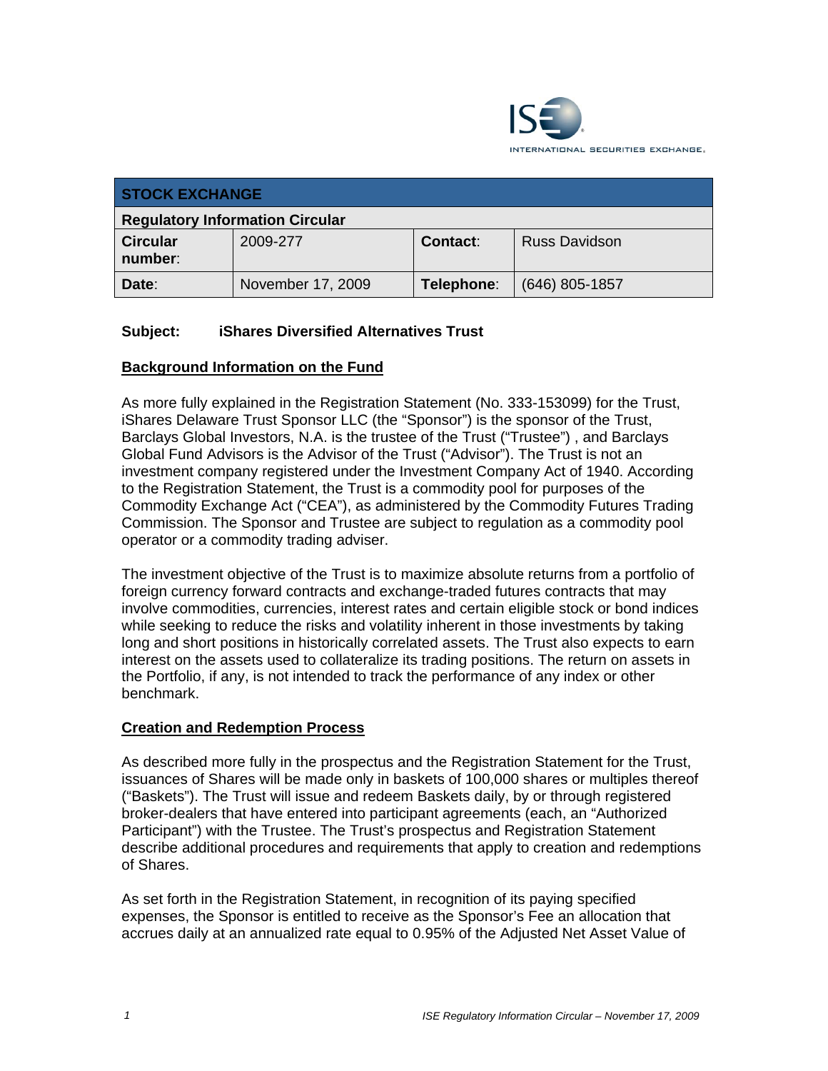ISE INTERNATIONAL SECURITIES EXCHANGE.

| STOCK EXCHANGE | | | |
|---|---|---|---|
| **Regulatory Information Circular** | | | |
| **Circular number:** | 2009-277 | **Contact:** | Russ Davidson |
| **Date:** | November 17, 2009 | **Telephone:** | (646) 805-1857 |

**Subject: iShares Diversified Alternatives Trust**

## Background Information on the Fund

As more fully explained in the Registration Statement (No. 333-153099) for the Trust, iShares Delaware Trust Sponsor LLC (the "Sponsor") is the sponsor of the Trust, Barclays Global Investors, N.A. is the trustee of the Trust ("Trustee") , and Barclays Global Fund Advisors is the Advisor of the Trust ("Advisor"). The Trust is not an investment company registered under the Investment Company Act of 1940. According to the Registration Statement, the Trust is a commodity pool for purposes of the Commodity Exchange Act ("CEA"), as administered by the Commodity Futures Trading Commission. The Sponsor and Trustee are subject to regulation as a commodity pool operator or a commodity trading adviser.

The investment objective of the Trust is to maximize absolute returns from a portfolio of foreign currency forward contracts and exchange-traded futures contracts that may involve commodities, currencies, interest rates and certain eligible stock or bond indices while seeking to reduce the risks and volatility inherent in those investments by taking long and short positions in historically correlated assets. The Trust also expects to earn interest on the assets used to collateralize its trading positions. The return on assets in the Portfolio, if any, is not intended to track the performance of any index or other benchmark.

## Creation and Redemption Process

As described more fully in the prospectus and the Registration Statement for the Trust, issuances of Shares will be made only in baskets of 100,000 shares or multiples thereof ("Baskets"). The Trust will issue and redeem Baskets daily, by or through registered broker-dealers that have entered into participant agreements (each, an "Authorized Participant") with the Trustee. The Trust's prospectus and Registration Statement describe additional procedures and requirements that apply to creation and redemptions of Shares.

As set forth in the Registration Statement, in recognition of its paying specified expenses, the Sponsor is entitled to receive as the Sponsor's Fee an allocation that accrues daily at an annualized rate equal to 0.95% of the Adjusted Net Asset Value of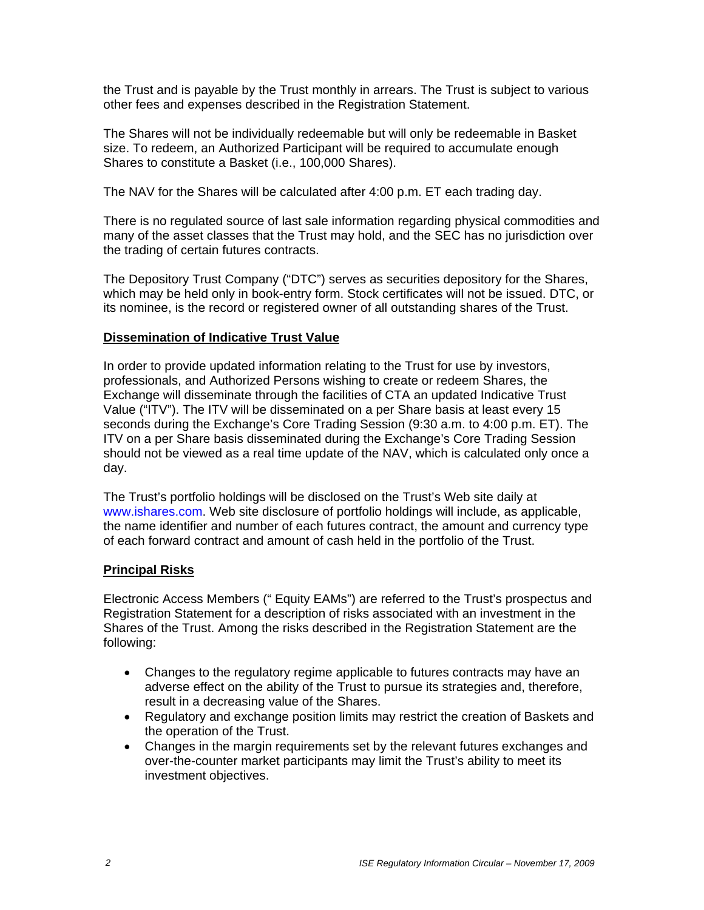the Trust and is payable by the Trust monthly in arrears. The Trust is subject to various other fees and expenses described in the Registration Statement.

The Shares will not be individually redeemable but will only be redeemable in Basket size. To redeem, an Authorized Participant will be required to accumulate enough Shares to constitute a Basket (i.e., 100,000 Shares).

The NAV for the Shares will be calculated after 4:00 p.m. ET each trading day.

There is no regulated source of last sale information regarding physical commodities and many of the asset classes that the Trust may hold, and the SEC has no jurisdiction over the trading of certain futures contracts.

The Depository Trust Company ("DTC") serves as securities depository for the Shares, which may be held only in book-entry form. Stock certificates will not be issued. DTC, or its nominee, is the record or registered owner of all outstanding shares of the Trust.

**Dissemination of Indicative Trust Value**

In order to provide updated information relating to the Trust for use by investors, professionals, and Authorized Persons wishing to create or redeem Shares, the Exchange will disseminate through the facilities of CTA an updated Indicative Trust Value ("ITV"). The ITV will be disseminated on a per Share basis at least every 15 seconds during the Exchange's Core Trading Session (9:30 a.m. to 4:00 p.m. ET). The ITV on a per Share basis disseminated during the Exchange's Core Trading Session should not be viewed as a real time update of the NAV, which is calculated only once a day.

The Trust's portfolio holdings will be disclosed on the Trust's Web site daily at www.ishares.com. Web site disclosure of portfolio holdings will include, as applicable, the name identifier and number of each futures contract, the amount and currency type of each forward contract and amount of cash held in the portfolio of the Trust.

**Principal Risks**

Electronic Access Members (" Equity EAMs") are referred to the Trust's prospectus and Registration Statement for a description of risks associated with an investment in the Shares of the Trust. Among the risks described in the Registration Statement are the following:

- Changes to the regulatory regime applicable to futures contracts may have an adverse effect on the ability of the Trust to pursue its strategies and, therefore, result in a decreasing value of the Shares.
- Regulatory and exchange position limits may restrict the creation of Baskets and the operation of the Trust.
- Changes in the margin requirements set by the relevant futures exchanges and over-the-counter market participants may limit the Trust's ability to meet its investment objectives.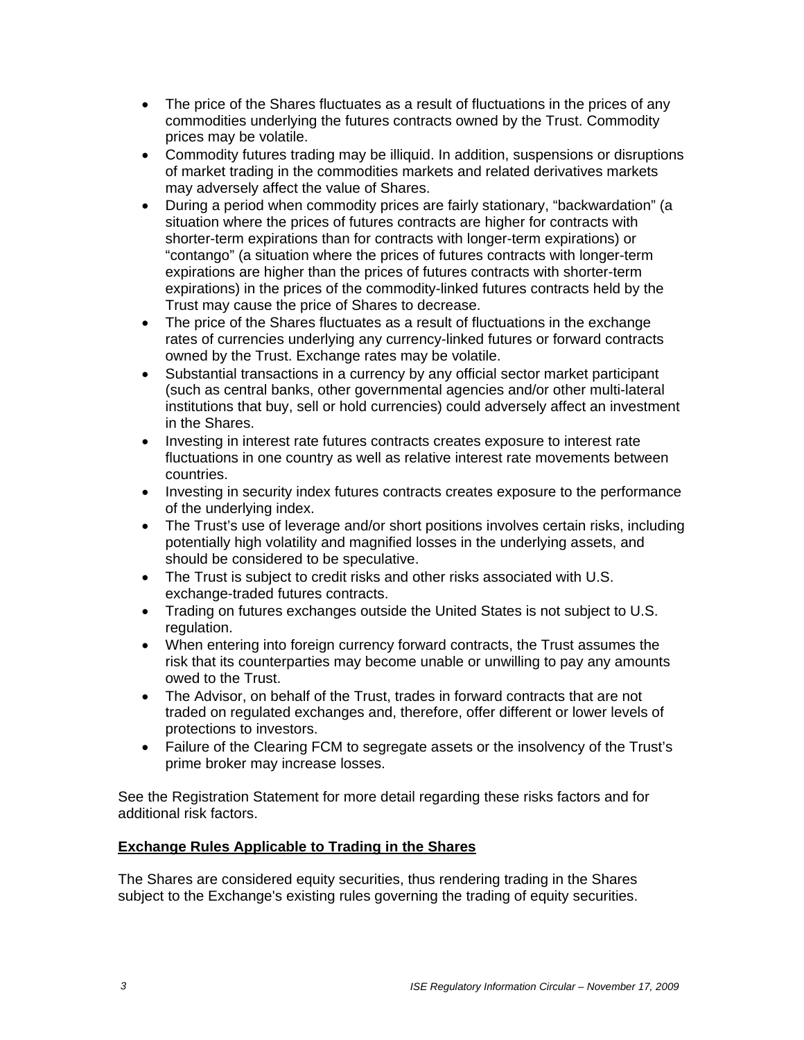- The price of the Shares fluctuates as a result of fluctuations in the prices of any commodities underlying the futures contracts owned by the Trust. Commodity prices may be volatile.
- Commodity futures trading may be illiquid. In addition, suspensions or disruptions of market trading in the commodities markets and related derivatives markets may adversely affect the value of Shares.
- During a period when commodity prices are fairly stationary, “backwardation” (a situation where the prices of futures contracts are higher for contracts with shorter-term expirations than for contracts with longer-term expirations) or “contango” (a situation where the prices of futures contracts with longer-term expirations are higher than the prices of futures contracts with shorter-term expirations) in the prices of the commodity-linked futures contracts held by the Trust may cause the price of Shares to decrease.
- The price of the Shares fluctuates as a result of fluctuations in the exchange rates of currencies underlying any currency-linked futures or forward contracts owned by the Trust. Exchange rates may be volatile.
- Substantial transactions in a currency by any official sector market participant (such as central banks, other governmental agencies and/or other multi-lateral institutions that buy, sell or hold currencies) could adversely affect an investment in the Shares.
- Investing in interest rate futures contracts creates exposure to interest rate fluctuations in one country as well as relative interest rate movements between countries.
- Investing in security index futures contracts creates exposure to the performance of the underlying index.
- The Trust’s use of leverage and/or short positions involves certain risks, including potentially high volatility and magnified losses in the underlying assets, and should be considered to be speculative.
- The Trust is subject to credit risks and other risks associated with U.S. exchange-traded futures contracts.
- Trading on futures exchanges outside the United States is not subject to U.S. regulation.
- When entering into foreign currency forward contracts, the Trust assumes the risk that its counterparties may become unable or unwilling to pay any amounts owed to the Trust.
- The Advisor, on behalf of the Trust, trades in forward contracts that are not traded on regulated exchanges and, therefore, offer different or lower levels of protections to investors.
- Failure of the Clearing FCM to segregate assets or the insolvency of the Trust’s prime broker may increase losses.

See the Registration Statement for more detail regarding these risks factors and for additional risk factors.

## Exchange Rules Applicable to Trading in the Shares

The Shares are considered equity securities, thus rendering trading in the Shares subject to the Exchange's existing rules governing the trading of equity securities.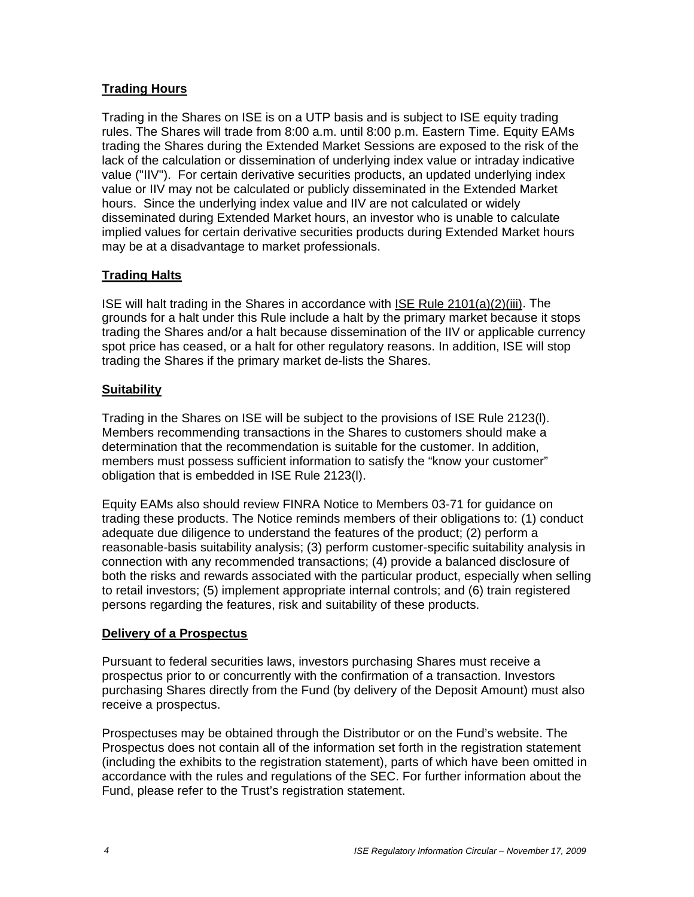## Trading Hours

Trading in the Shares on ISE is on a UTP basis and is subject to ISE equity trading rules. The Shares will trade from 8:00 a.m. until 8:00 p.m. Eastern Time. Equity EAMs trading the Shares during the Extended Market Sessions are exposed to the risk of the lack of the calculation or dissemination of underlying index value or intraday indicative value ("IIV"). For certain derivative securities products, an updated underlying index value or IIV may not be calculated or publicly disseminated in the Extended Market hours. Since the underlying index value and IIV are not calculated or widely disseminated during Extended Market hours, an investor who is unable to calculate implied values for certain derivative securities products during Extended Market hours may be at a disadvantage to market professionals.

## Trading Halts

ISE will halt trading in the Shares in accordance with ISE Rule 2101(a)(2)(iii). The grounds for a halt under this Rule include a halt by the primary market because it stops trading the Shares and/or a halt because dissemination of the IIV or applicable currency spot price has ceased, or a halt for other regulatory reasons. In addition, ISE will stop trading the Shares if the primary market de-lists the Shares.

## Suitability

Trading in the Shares on ISE will be subject to the provisions of ISE Rule 2123(l). Members recommending transactions in the Shares to customers should make a determination that the recommendation is suitable for the customer. In addition, members must possess sufficient information to satisfy the "know your customer" obligation that is embedded in ISE Rule 2123(l).

Equity EAMs also should review FINRA Notice to Members 03-71 for guidance on trading these products. The Notice reminds members of their obligations to: (1) conduct adequate due diligence to understand the features of the product; (2) perform a reasonable-basis suitability analysis; (3) perform customer-specific suitability analysis in connection with any recommended transactions; (4) provide a balanced disclosure of both the risks and rewards associated with the particular product, especially when selling to retail investors; (5) implement appropriate internal controls; and (6) train registered persons regarding the features, risk and suitability of these products.

## Delivery of a Prospectus

Pursuant to federal securities laws, investors purchasing Shares must receive a prospectus prior to or concurrently with the confirmation of a transaction. Investors purchasing Shares directly from the Fund (by delivery of the Deposit Amount) must also receive a prospectus.

Prospectuses may be obtained through the Distributor or on the Fund's website. The Prospectus does not contain all of the information set forth in the registration statement (including the exhibits to the registration statement), parts of which have been omitted in accordance with the rules and regulations of the SEC. For further information about the Fund, please refer to the Trust's registration statement.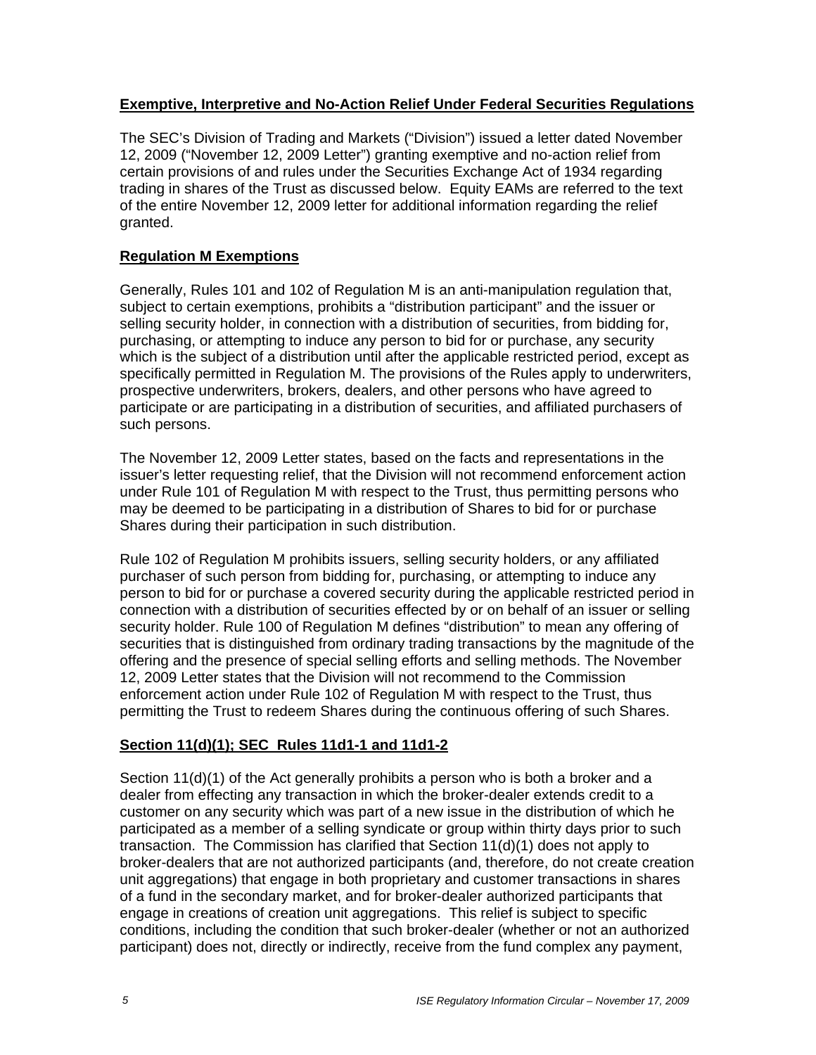## Exemptive, Interpretive and No-Action Relief Under Federal Securities Regulations

The SEC's Division of Trading and Markets ("Division") issued a letter dated November 12, 2009 ("November 12, 2009 Letter") granting exemptive and no-action relief from certain provisions of and rules under the Securities Exchange Act of 1934 regarding trading in shares of the Trust as discussed below. Equity EAMs are referred to the text of the entire November 12, 2009 letter for additional information regarding the relief granted.

## Regulation M Exemptions

Generally, Rules 101 and 102 of Regulation M is an anti-manipulation regulation that, subject to certain exemptions, prohibits a "distribution participant" and the issuer or selling security holder, in connection with a distribution of securities, from bidding for, purchasing, or attempting to induce any person to bid for or purchase, any security which is the subject of a distribution until after the applicable restricted period, except as specifically permitted in Regulation M. The provisions of the Rules apply to underwriters, prospective underwriters, brokers, dealers, and other persons who have agreed to participate or are participating in a distribution of securities, and affiliated purchasers of such persons.

The November 12, 2009 Letter states, based on the facts and representations in the issuer's letter requesting relief, that the Division will not recommend enforcement action under Rule 101 of Regulation M with respect to the Trust, thus permitting persons who may be deemed to be participating in a distribution of Shares to bid for or purchase Shares during their participation in such distribution.

Rule 102 of Regulation M prohibits issuers, selling security holders, or any affiliated purchaser of such person from bidding for, purchasing, or attempting to induce any person to bid for or purchase a covered security during the applicable restricted period in connection with a distribution of securities effected by or on behalf of an issuer or selling security holder. Rule 100 of Regulation M defines "distribution" to mean any offering of securities that is distinguished from ordinary trading transactions by the magnitude of the offering and the presence of special selling efforts and selling methods. The November 12, 2009 Letter states that the Division will not recommend to the Commission enforcement action under Rule 102 of Regulation M with respect to the Trust, thus permitting the Trust to redeem Shares during the continuous offering of such Shares.

## Section 11(d)(1); SEC Rules 11d1-1 and 11d1-2

Section 11(d)(1) of the Act generally prohibits a person who is both a broker and a dealer from effecting any transaction in which the broker-dealer extends credit to a customer on any security which was part of a new issue in the distribution of which he participated as a member of a selling syndicate or group within thirty days prior to such transaction. The Commission has clarified that Section 11(d)(1) does not apply to broker-dealers that are not authorized participants (and, therefore, do not create creation unit aggregations) that engage in both proprietary and customer transactions in shares of a fund in the secondary market, and for broker-dealer authorized participants that engage in creations of creation unit aggregations. This relief is subject to specific conditions, including the condition that such broker-dealer (whether or not an authorized participant) does not, directly or indirectly, receive from the fund complex any payment,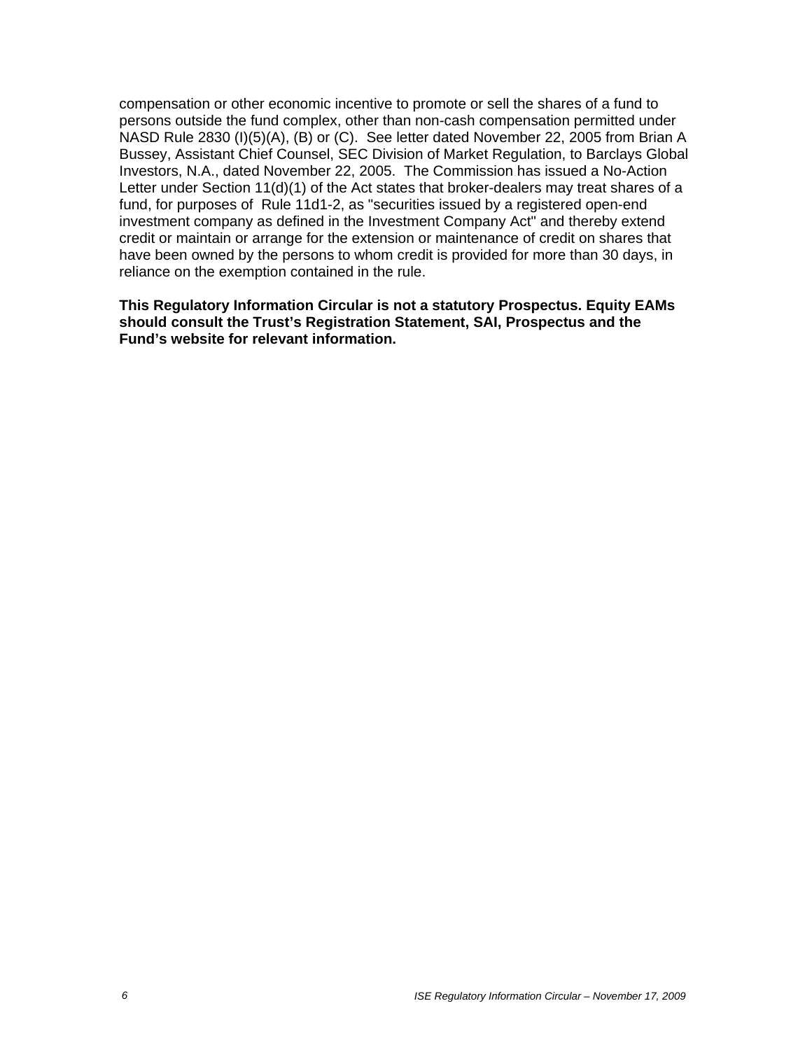compensation or other economic incentive to promote or sell the shares of a fund to persons outside the fund complex, other than non-cash compensation permitted under NASD Rule 2830 (I)(5)(A), (B) or (C). See letter dated November 22, 2005 from Brian A Bussey, Assistant Chief Counsel, SEC Division of Market Regulation, to Barclays Global Investors, N.A., dated November 22, 2005. The Commission has issued a No-Action Letter under Section 11(d)(1) of the Act states that broker-dealers may treat shares of a fund, for purposes of Rule 11d1-2, as "securities issued by a registered open-end investment company as defined in the Investment Company Act" and thereby extend credit or maintain or arrange for the extension or maintenance of credit on shares that have been owned by the persons to whom credit is provided for more than 30 days, in reliance on the exemption contained in the rule.

**This Regulatory Information Circular is not a statutory Prospectus. Equity EAMs should consult the Trust's Registration Statement, SAI, Prospectus and the Fund's website for relevant information.**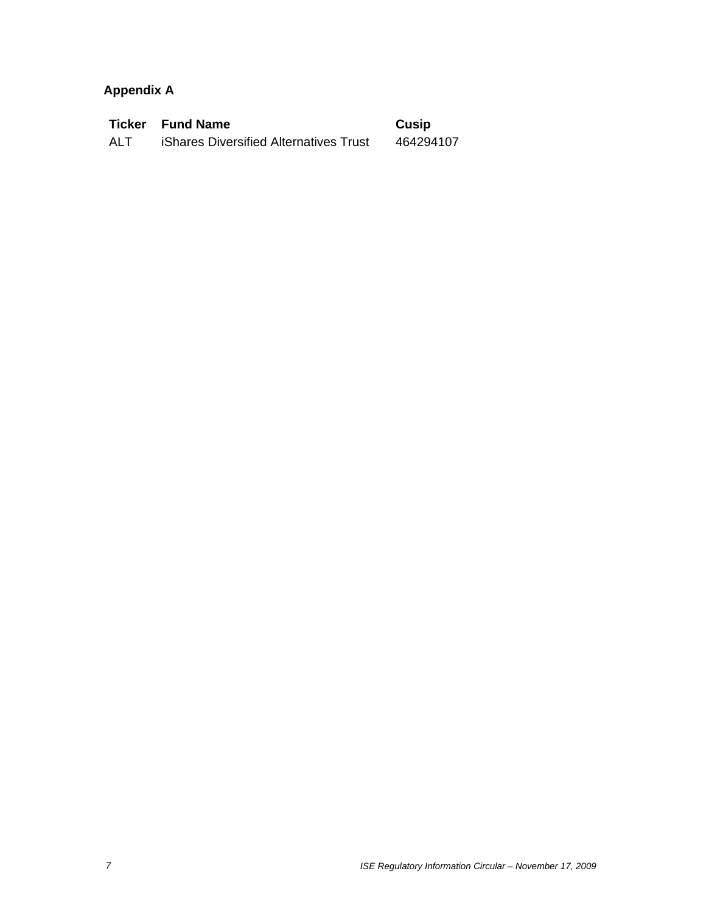## Appendix A

| Ticker | Fund Name | Cusip |
|---|---|---|
| ALT | iShares Diversified Alternatives Trust | 464294107 |